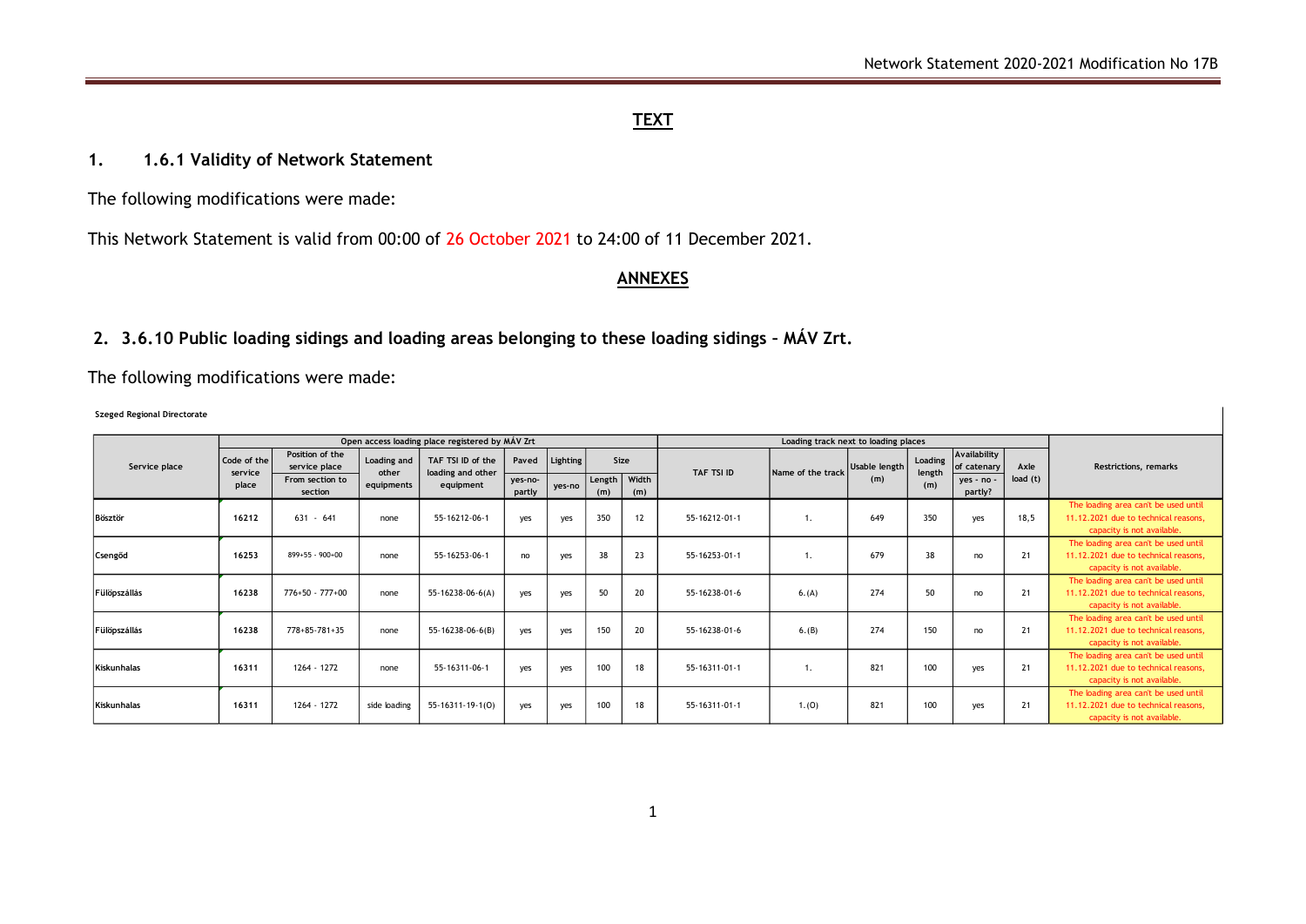## TEXT

### 1. 1.6.1 Validity of Network Statement

The following modifications were made:

This Network Statement is valid from 00:00 of 26 October 2021 to 24:00 of 11 December 2021.

## ANNEXES

### 2. 3.6.10 Public loading sidings and loading areas belonging to these loading sidings – MÁV Zrt.

The following modifications were made:

**Szeged Regional Directorate**

| Service place | Open access loading place registered by MÁV Zrt | | | | | | | | Loading track next to loading places | | | | | | Restrictions, remarks |
|---|---|---|---|---|---|---|---|---|---|---|---|---|---|---|---|
| | Code of the service place | Position of the service place<br>From section to section | Loading and other equipments | TAF TSI ID of the loading and other equipment | Paved<br>yes-no-partly | Lighting<br>yes-no | Size<br>Length (m) | Size<br>Width (m) | TAF TSI ID | Name of the track | Usable length (m) | Loading length (m) | Availability of catenary<br>yes - no - partly? | Axle load (t) | |
| Bösztör | **16212** | 631 - 641 | none | 55-16212-06-1 | yes | yes | 350 | 12 | 55-16212-01-1 | 1. | 649 | 350 | yes | 18,5 | The loading area can't be used until 11.12.2021 due to technical reasons, capacity is not available. |
| Csengőd | **16253** | 899+55 - 900+00 | none | 55-16253-06-1 | no | yes | 38 | 23 | 55-16253-01-1 | 1. | 679 | 38 | no | 21 | The loading area can't be used until 11.12.2021 due to technical reasons, capacity is not available. |
| Fülöpszállás | **16238** | 776+50 - 777+00 | none | 55-16238-06-6(A) | yes | yes | 50 | 20 | 55-16238-01-6 | 6.(A) | 274 | 50 | no | 21 | The loading area can't be used until 11.12.2021 due to technical reasons, capacity is not available. |
| Fülöpszállás | **16238** | 778+85-781+35 | none | 55-16238-06-6(B) | yes | yes | 150 | 20 | 55-16238-01-6 | 6.(B) | 274 | 150 | no | 21 | The loading area can't be used until 11.12.2021 due to technical reasons, capacity is not available. |
| Kiskunhalas | **16311** | 1264 - 1272 | none | 55-16311-06-1 | yes | yes | 100 | 18 | 55-16311-01-1 | 1. | 821 | 100 | yes | 21 | The loading area can't be used until 11.12.2021 due to technical reasons, capacity is not available. |
| Kiskunhalas | **16311** | 1264 - 1272 | side loading | 55-16311-19-1(O) | yes | yes | 100 | 18 | 55-16311-01-1 | 1.(O) | 821 | 100 | yes | 21 | The loading area can't be used until 11.12.2021 due to technical reasons, capacity is not available. |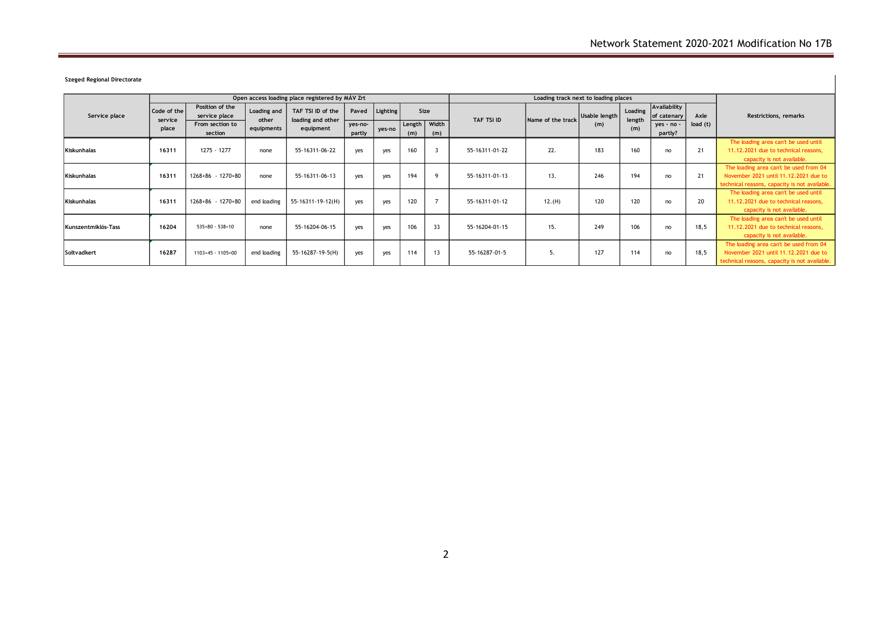**Szeged Regional Directorate**

| Service place | Open access loading place registered by MÁV Zrt | | | | | | | | Loading track next to loading places | | | | | | Restrictions, remarks |
|---|---|---|---|---|---|---|---|---|---|---|---|---|---|---|---|
| | Code of the service place | Position of the service place From section to section | Loading and other equipments | TAF TSI ID of the loading and other equipment | Paved yes-no-partly | Lighting yes-no | Size Length (m) | Size Width (m) | TAF TSI ID | Name of the track | Usable length (m) | Loading length (m) | Availability of catenary yes - no - partly? | Axle load (t) | |
| Kiskunhalas | 16311 | 1275 - 1277 | none | 55-16311-06-22 | yes | yes | 160 | 3 | 55-16311-01-22 | 22. | 183 | 160 | no | 21 | The loading area can't be used until 11.12.2021 due to technical reasons, capacity is not available. |
| Kiskunhalas | 16311 | 1268+86 - 1270+80 | none | 55-16311-06-13 | yes | yes | 194 | 9 | 55-16311-01-13 | 13. | 246 | 194 | no | 21 | The loading area can't be used from 04 November 2021 until 11.12.2021 due to technical reasons, capacity is not available. |
| Kiskunhalas | 16311 | 1268+86 - 1270+80 | end loading | 55-16311-19-12(H) | yes | yes | 120 | 7 | 55-16311-01-12 | 12.(H) | 120 | 120 | no | 20 | The loading area can't be used until 11.12.2021 due to technical reasons, capacity is not available. |
| Kunszentmiklós-Tass | 16204 | 535+80 - 538+10 | none | 55-16204-06-15 | yes | yes | 106 | 33 | 55-16204-01-15 | 15. | 249 | 106 | no | 18,5 | The loading area can't be used until 11.12.2021 due to technical reasons, capacity is not available. |
| Soltvadkert | 16287 | 1103+45 - 1105+00 | end loading | 55-16287-19-5(H) | yes | yes | 114 | 13 | 55-16287-01-5 | 5. | 127 | 114 | no | 18,5 | The loading area can't be used from 04 November 2021 until 11.12.2021 due to technical reasons, capacity is not available. |